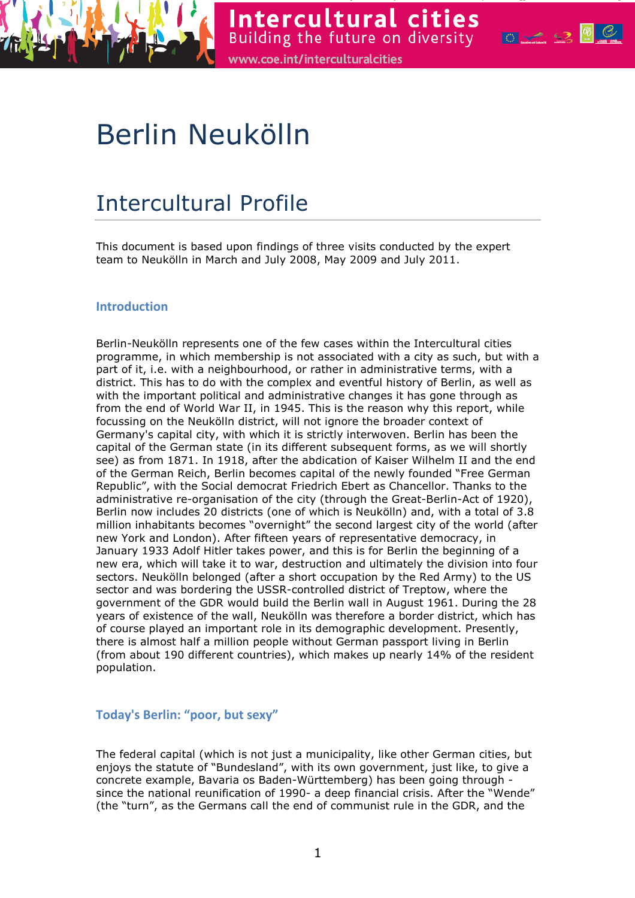# Berlin Neukölln

## Intercultural Profile

This document is based upon findings of three visits conducted by the expert team to Neukölln in March and July 2008, May 2009 and July 2011.

### Introduction

Berlin-Neukölln represents one of the few cases within the Intercultural cities programme, in which membership is not associated with a city as such, but with a part of it, i.e. with a neighbourhood, or rather in administrative terms, with a district. This has to do with the complex and eventful history of Berlin, as well as with the important political and administrative changes it has gone through as from the end of World War II, in 1945. This is the reason why this report, while focussing on the Neukölln district, will not ignore the broader context of Germany's capital city, with which it is strictly interwoven. Berlin has been the capital of the German state (in its different subsequent forms, as we will shortly see) as from 1871. In 1918, after the abdication of Kaiser Wilhelm II and the end of the German Reich, Berlin becomes capital of the newly founded "Free German Republic", with the Social democrat Friedrich Ebert as Chancellor. Thanks to the administrative re-organisation of the city (through the Great-Berlin-Act of 1920), Berlin now includes 20 districts (one of which is Neukölln) and, with a total of 3.8 million inhabitants becomes "overnight" the second largest city of the world (after new York and London). After fifteen years of representative democracy, in January 1933 Adolf Hitler takes power, and this is for Berlin the beginning of a new era, which will take it to war, destruction and ultimately the division into four sectors. Neukölln belonged (after a short occupation by the Red Army) to the US sector and was bordering the USSR-controlled district of Treptow, where the government of the GDR would build the Berlin wall in August 1961. During the 28 years of existence of the wall, Neukölln was therefore a border district, which has of course played an important role in its demographic development. Presently, there is almost half a million people without German passport living in Berlin (from about 190 different countries), which makes up nearly 14% of the resident population.

### Today's Berlin: "poor, but sexy"

The federal capital (which is not just a municipality, like other German cities, but enjoys the statute of "Bundesland", with its own government, just like, to give a concrete example, Bavaria os Baden-Württemberg) has been going through - since the national reunification of 1990- a deep financial crisis. After the "Wende" (the "turn", as the Germans call the end of communist rule in the GDR, and the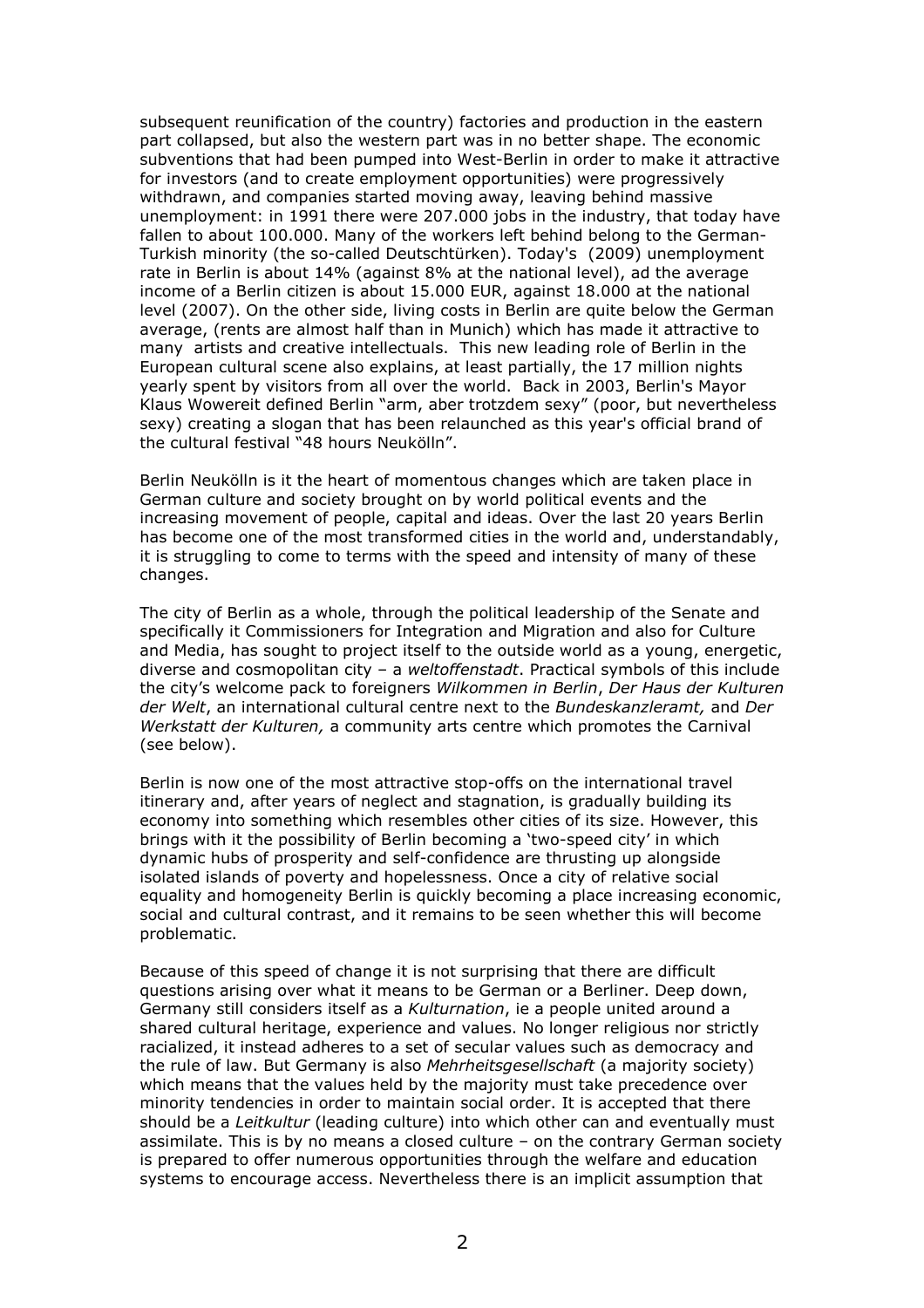subsequent reunification of the country) factories and production in the eastern part collapsed, but also the western part was in no better shape. The economic subventions that had been pumped into West-Berlin in order to make it attractive for investors (and to create employment opportunities) were progressively withdrawn, and companies started moving away, leaving behind massive unemployment: in 1991 there were 207.000 jobs in the industry, that today have fallen to about 100.000. Many of the workers left behind belong to the German-Turkish minority (the so-called Deutschtürken). Today's (2009) unemployment rate in Berlin is about 14% (against 8% at the national level), ad the average income of a Berlin citizen is about 15.000 EUR, against 18.000 at the national level (2007). On the other side, living costs in Berlin are quite below the German average, (rents are almost half than in Munich) which has made it attractive to many artists and creative intellectuals. This new leading role of Berlin in the European cultural scene also explains, at least partially, the 17 million nights yearly spent by visitors from all over the world. Back in 2003, Berlin's Mayor Klaus Wowereit defined Berlin "arm, aber trotzdem sexy" (poor, but nevertheless sexy) creating a slogan that has been relaunched as this year's official brand of the cultural festival "48 hours Neukölln".

Berlin Neukölln is it the heart of momentous changes which are taken place in German culture and society brought on by world political events and the increasing movement of people, capital and ideas. Over the last 20 years Berlin has become one of the most transformed cities in the world and, understandably, it is struggling to come to terms with the speed and intensity of many of these changes.

The city of Berlin as a whole, through the political leadership of the Senate and specifically it Commissioners for Integration and Migration and also for Culture and Media, has sought to project itself to the outside world as a young, energetic, diverse and cosmopolitan city – a *weltoffenstadt*. Practical symbols of this include the city's welcome pack to foreigners *Wilkommen in Berlin*, *Der Haus der Kulturen der Welt*, an international cultural centre next to the *Bundeskanzleramt,* and *Der Werkstatt der Kulturen,* a community arts centre which promotes the Carnival (see below).

Berlin is now one of the most attractive stop-offs on the international travel itinerary and, after years of neglect and stagnation, is gradually building its economy into something which resembles other cities of its size. However, this brings with it the possibility of Berlin becoming a 'two-speed city' in which dynamic hubs of prosperity and self-confidence are thrusting up alongside isolated islands of poverty and hopelessness. Once a city of relative social equality and homogeneity Berlin is quickly becoming a place increasing economic, social and cultural contrast, and it remains to be seen whether this will become problematic.

Because of this speed of change it is not surprising that there are difficult questions arising over what it means to be German or a Berliner. Deep down, Germany still considers itself as a *Kulturnation*, ie a people united around a shared cultural heritage, experience and values. No longer religious nor strictly racialized, it instead adheres to a set of secular values such as democracy and the rule of law. But Germany is also *Mehrheitsgesellschaft* (a majority society) which means that the values held by the majority must take precedence over minority tendencies in order to maintain social order. It is accepted that there should be a *Leitkultur* (leading culture) into which other can and eventually must assimilate. This is by no means a closed culture – on the contrary German society is prepared to offer numerous opportunities through the welfare and education systems to encourage access. Nevertheless there is an implicit assumption that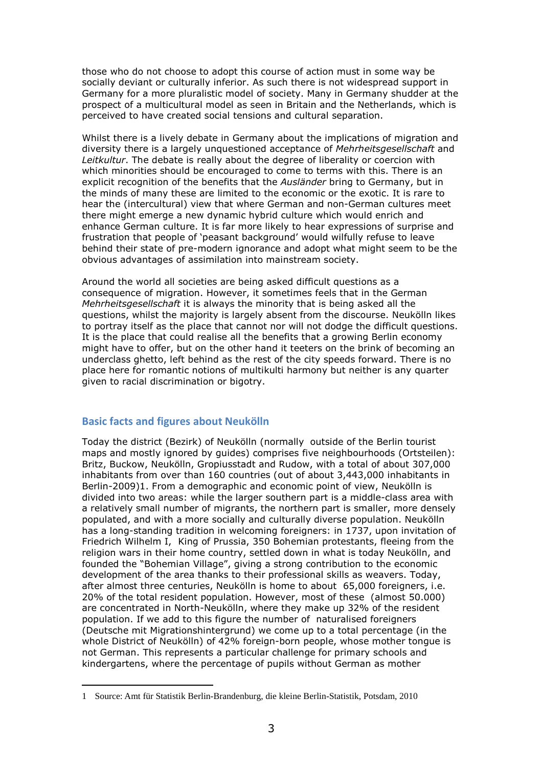those who do not choose to adopt this course of action must in some way be socially deviant or culturally inferior. As such there is not widespread support in Germany for a more pluralistic model of society. Many in Germany shudder at the prospect of a multicultural model as seen in Britain and the Netherlands, which is perceived to have created social tensions and cultural separation.

Whilst there is a lively debate in Germany about the implications of migration and diversity there is a largely unquestioned acceptance of *Mehrheitsgesellschaft* and *Leitkultur*. The debate is really about the degree of liberality or coercion with which minorities should be encouraged to come to terms with this. There is an explicit recognition of the benefits that the *Ausländer* bring to Germany, but in the minds of many these are limited to the economic or the exotic. It is rare to hear the (intercultural) view that where German and non-German cultures meet there might emerge a new dynamic hybrid culture which would enrich and enhance German culture. It is far more likely to hear expressions of surprise and frustration that people of 'peasant background' would wilfully refuse to leave behind their state of pre-modern ignorance and adopt what might seem to be the obvious advantages of assimilation into mainstream society.

Around the world all societies are being asked difficult questions as a consequence of migration. However, it sometimes feels that in the German *Mehrheitsgesellschaft* it is always the minority that is being asked all the questions, whilst the majority is largely absent from the discourse. Neukölln likes to portray itself as the place that cannot nor will not dodge the difficult questions. It is the place that could realise all the benefits that a growing Berlin economy might have to offer, but on the other hand it teeters on the brink of becoming an underclass ghetto, left behind as the rest of the city speeds forward. There is no place here for romantic notions of multikulti harmony but neither is any quarter given to racial discrimination or bigotry.

## Basic facts and figures about Neukölln

Today the district (Bezirk) of Neukölln (normally outside of the Berlin tourist maps and mostly ignored by guides) comprises five neighbourhoods (Ortsteilen): Britz, Buckow, Neukölln, Gropiusstadt and Rudow, with a total of about 307,000 inhabitants from over than 160 countries (out of about 3,443,000 inhabitants in Berlin-2009)[1]. From a demographic and economic point of view, Neukölln is divided into two areas: while the larger southern part is a middle-class area with a relatively small number of migrants, the northern part is smaller, more densely populated, and with a more socially and culturally diverse population. Neukölln has a long-standing tradition in welcoming foreigners: in 1737, upon invitation of Friedrich Wilhelm I, King of Prussia, 350 Bohemian protestants, fleeing from the religion wars in their home country, settled down in what is today Neukölln, and founded the "Bohemian Village", giving a strong contribution to the economic development of the area thanks to their professional skills as weavers. Today, after almost three centuries, Neukölln is home to about 65,000 foreigners, i.e. 20% of the total resident population. However, most of these (almost 50.000) are concentrated in North-Neukölln, where they make up 32% of the resident population. If we add to this figure the number of naturalised foreigners (Deutsche mit Migrationshintergrund) we come up to a total percentage (in the whole District of Neukölln) of 42% foreign-born people, whose mother tongue is not German. This represents a particular challenge for primary schools and kindergartens, where the percentage of pupils without German as mother

[1] Source: Amt für Statistik Berlin-Brandenburg, die kleine Berlin-Statistik, Potsdam, 2010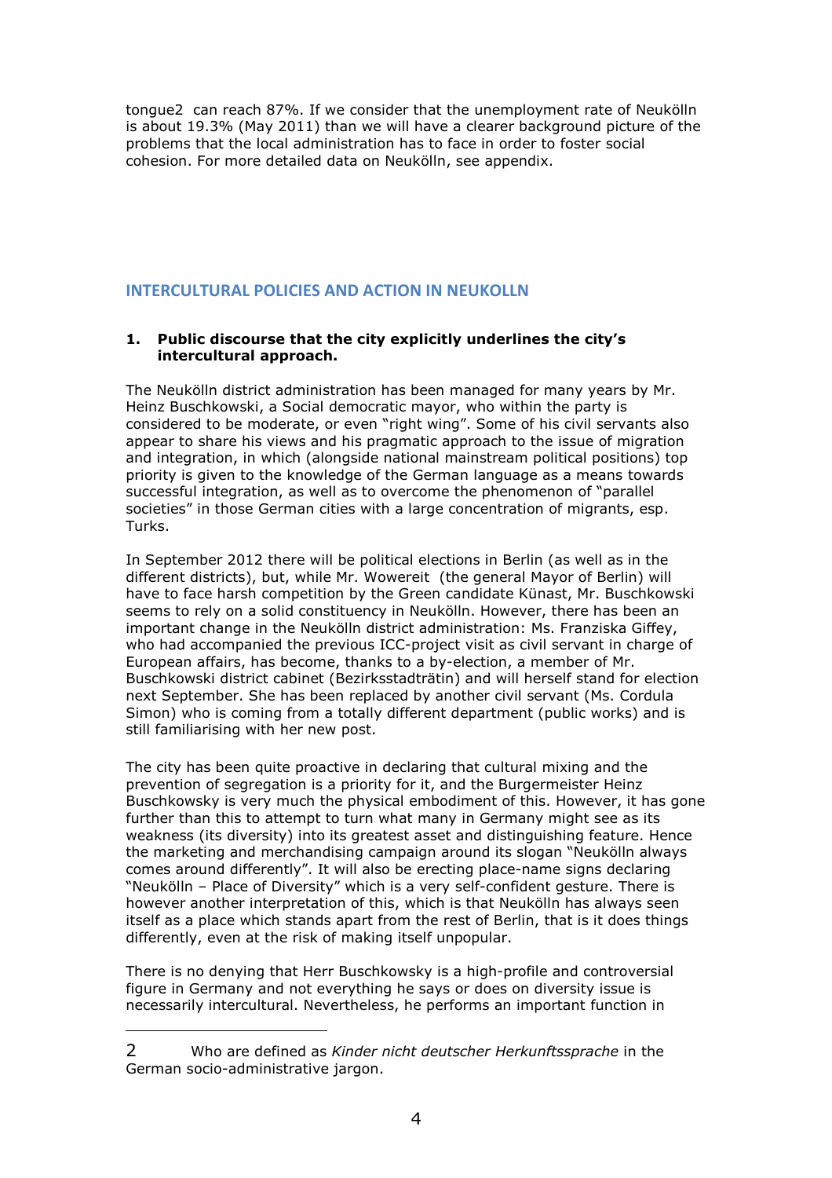tongue[2] can reach 87%. If we consider that the unemployment rate of Neukölln is about 19.3% (May 2011) than we will have a clearer background picture of the problems that the local administration has to face in order to foster social cohesion. For more detailed data on Neukölln, see appendix.

## INTERCULTURAL POLICIES AND ACTION IN NEUKOLLN

### 1. Public discourse that the city explicitly underlines the city's intercultural approach.

The Neukölln district administration has been managed for many years by Mr. Heinz Buschkowski, a Social democratic mayor, who within the party is considered to be moderate, or even "right wing". Some of his civil servants also appear to share his views and his pragmatic approach to the issue of migration and integration, in which (alongside national mainstream political positions) top priority is given to the knowledge of the German language as a means towards successful integration, as well as to overcome the phenomenon of "parallel societies" in those German cities with a large concentration of migrants, esp. Turks.

In September 2012 there will be political elections in Berlin (as well as in the different districts), but, while Mr. Wowereit (the general Mayor of Berlin) will have to face harsh competition by the Green candidate Künast, Mr. Buschkowski seems to rely on a solid constituency in Neukölln. However, there has been an important change in the Neukölln district administration: Ms. Franziska Giffey, who had accompanied the previous ICC-project visit as civil servant in charge of European affairs, has become, thanks to a by-election, a member of Mr. Buschkowski district cabinet (Bezirksstadträtin) and will herself stand for election next September. She has been replaced by another civil servant (Ms. Cordula Simon) who is coming from a totally different department (public works) and is still familiarising with her new post.

The city has been quite proactive in declaring that cultural mixing and the prevention of segregation is a priority for it, and the Burgermeister Heinz Buschkowsky is very much the physical embodiment of this. However, it has gone further than this to attempt to turn what many in Germany might see as its weakness (its diversity) into its greatest asset and distinguishing feature. Hence the marketing and merchandising campaign around its slogan "Neukölln always comes around differently". It will also be erecting place-name signs declaring "Neukölln – Place of Diversity" which is a very self-confident gesture. There is however another interpretation of this, which is that Neukölln has always seen itself as a place which stands apart from the rest of Berlin, that is it does things differently, even at the risk of making itself unpopular.

There is no denying that Herr Buschkowsky is a high-profile and controversial figure in Germany and not everything he says or does on diversity issue is necessarily intercultural. Nevertheless, he performs an important function in

---

[2] Who are defined as *Kinder nicht deutscher Herkunftssprache* in the German socio-administrative jargon.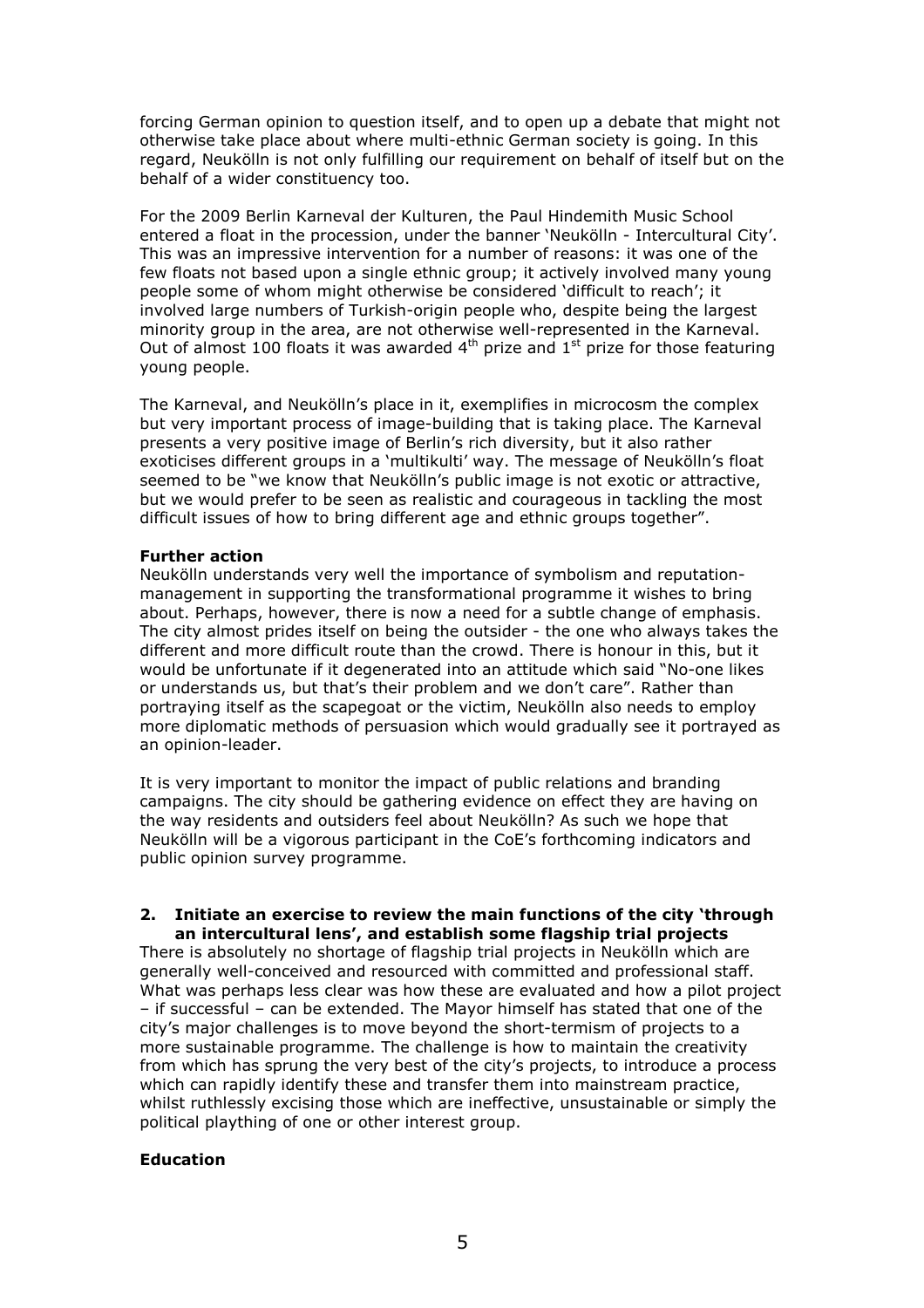forcing German opinion to question itself, and to open up a debate that might not otherwise take place about where multi-ethnic German society is going. In this regard, Neukölln is not only fulfilling our requirement on behalf of itself but on the behalf of a wider constituency too.

For the 2009 Berlin Karneval der Kulturen, the Paul Hindemith Music School entered a float in the procession, under the banner 'Neukölln - Intercultural City'. This was an impressive intervention for a number of reasons: it was one of the few floats not based upon a single ethnic group; it actively involved many young people some of whom might otherwise be considered 'difficult to reach'; it involved large numbers of Turkish-origin people who, despite being the largest minority group in the area, are not otherwise well-represented in the Karneval. Out of almost 100 floats it was awarded 4th prize and 1st prize for those featuring young people.

The Karneval, and Neukölln's place in it, exemplifies in microcosm the complex but very important process of image-building that is taking place. The Karneval presents a very positive image of Berlin's rich diversity, but it also rather exoticises different groups in a 'multikulti' way. The message of Neukölln's float seemed to be "we know that Neukölln's public image is not exotic or attractive, but we would prefer to be seen as realistic and courageous in tackling the most difficult issues of how to bring different age and ethnic groups together".

**Further action**

Neukölln understands very well the importance of symbolism and reputation-management in supporting the transformational programme it wishes to bring about. Perhaps, however, there is now a need for a subtle change of emphasis. The city almost prides itself on being the outsider - the one who always takes the different and more difficult route than the crowd. There is honour in this, but it would be unfortunate if it degenerated into an attitude which said "No-one likes or understands us, but that's their problem and we don't care". Rather than portraying itself as the scapegoat or the victim, Neukölln also needs to employ more diplomatic methods of persuasion which would gradually see it portrayed as an opinion-leader.

It is very important to monitor the impact of public relations and branding campaigns. The city should be gathering evidence on effect they are having on the way residents and outsiders feel about Neukölln? As such we hope that Neukölln will be a vigorous participant in the CoE's forthcoming indicators and public opinion survey programme.

## 2. Initiate an exercise to review the main functions of the city 'through an intercultural lens', and establish some flagship trial projects

There is absolutely no shortage of flagship trial projects in Neukölln which are generally well-conceived and resourced with committed and professional staff. What was perhaps less clear was how these are evaluated and how a pilot project – if successful – can be extended. The Mayor himself has stated that one of the city's major challenges is to move beyond the short-termism of projects to a more sustainable programme. The challenge is how to maintain the creativity from which has sprung the very best of the city's projects, to introduce a process which can rapidly identify these and transfer them into mainstream practice, whilst ruthlessly excising those which are ineffective, unsustainable or simply the political plaything of one or other interest group.

**Education**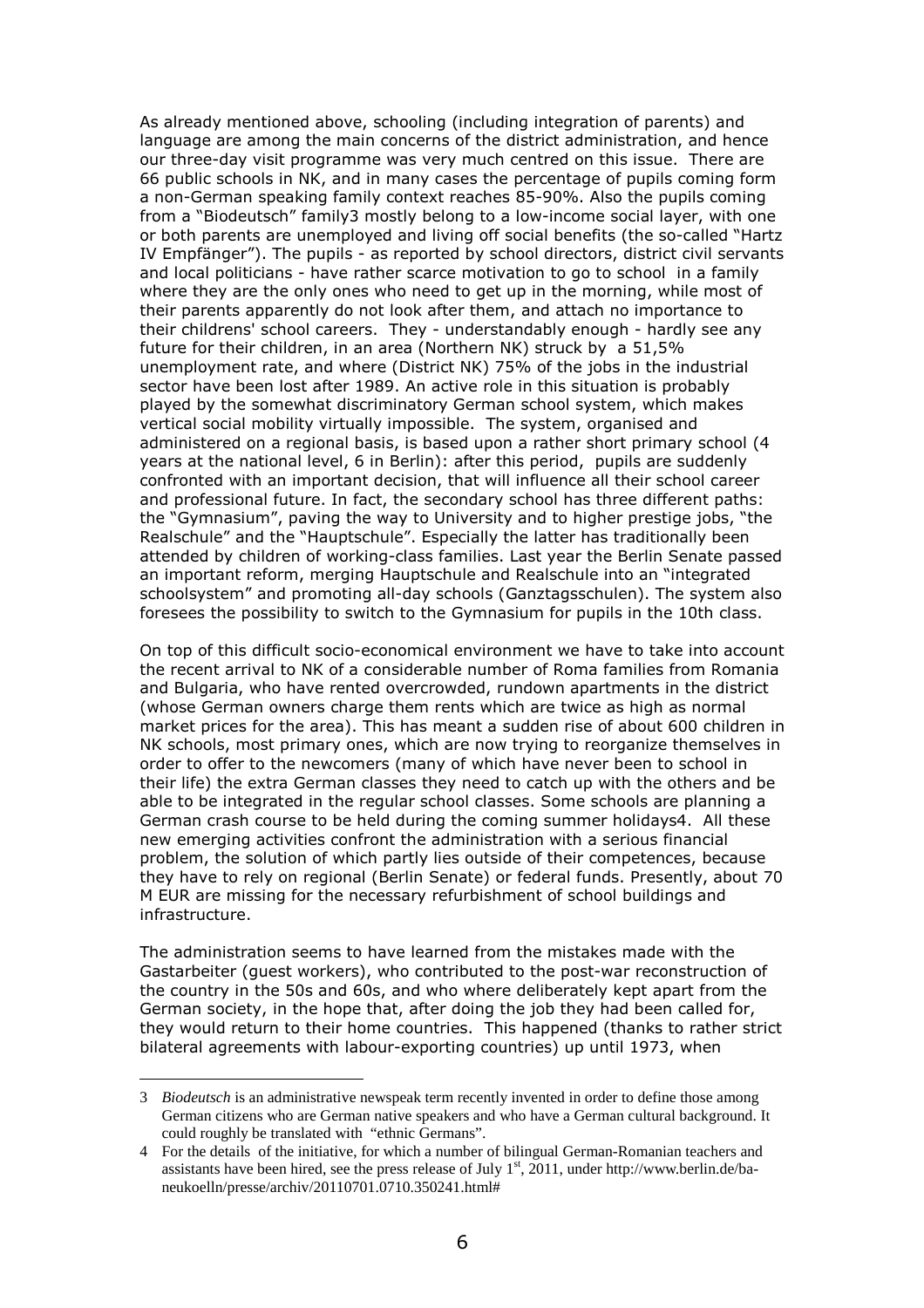As already mentioned above, schooling (including integration of parents) and language are among the main concerns of the district administration, and hence our three-day visit programme was very much centred on this issue. There are 66 public schools in NK, and in many cases the percentage of pupils coming form a non-German speaking family context reaches 85-90%. Also the pupils coming from a "Biodeutsch" family[3] mostly belong to a low-income social layer, with one or both parents are unemployed and living off social benefits (the so-called "Hartz IV Empfänger"). The pupils - as reported by school directors, district civil servants and local politicians - have rather scarce motivation to go to school in a family where they are the only ones who need to get up in the morning, while most of their parents apparently do not look after them, and attach no importance to their childrens' school careers. They - understandably enough - hardly see any future for their children, in an area (Northern NK) struck by a 51,5% unemployment rate, and where (District NK) 75% of the jobs in the industrial sector have been lost after 1989. An active role in this situation is probably played by the somewhat discriminatory German school system, which makes vertical social mobility virtually impossible. The system, organised and administered on a regional basis, is based upon a rather short primary school (4 years at the national level, 6 in Berlin): after this period, pupils are suddenly confronted with an important decision, that will influence all their school career and professional future. In fact, the secondary school has three different paths: the "Gymnasium", paving the way to University and to higher prestige jobs, "the Realschule" and the "Hauptschule". Especially the latter has traditionally been attended by children of working-class families. Last year the Berlin Senate passed an important reform, merging Hauptschule and Realschule into an "integrated schoolsystem" and promoting all-day schools (Ganztagsschulen). The system also foresees the possibility to switch to the Gymnasium for pupils in the 10th class.

On top of this difficult socio-economical environment we have to take into account the recent arrival to NK of a considerable number of Roma families from Romania and Bulgaria, who have rented overcrowded, rundown apartments in the district (whose German owners charge them rents which are twice as high as normal market prices for the area). This has meant a sudden rise of about 600 children in NK schools, most primary ones, which are now trying to reorganize themselves in order to offer to the newcomers (many of which have never been to school in their life) the extra German classes they need to catch up with the others and be able to be integrated in the regular school classes. Some schools are planning a German crash course to be held during the coming summer holidays[4]. All these new emerging activities confront the administration with a serious financial problem, the solution of which partly lies outside of their competences, because they have to rely on regional (Berlin Senate) or federal funds. Presently, about 70 M EUR are missing for the necessary refurbishment of school buildings and infrastructure.

The administration seems to have learned from the mistakes made with the Gastarbeiter (guest workers), who contributed to the post-war reconstruction of the country in the 50s and 60s, and who where deliberately kept apart from the German society, in the hope that, after doing the job they had been called for, they would return to their home countries. This happened (thanks to rather strict bilateral agreements with labour-exporting countries) up until 1973, when

---

[3] *Biodeutsch* is an administrative newspeak term recently invented in order to define those among German citizens who are German native speakers and who have a German cultural background. It could roughly be translated with "ethnic Germans".

[4] For the details of the initiative, for which a number of bilingual German-Romanian teachers and assistants have been hired, see the press release of July 1st, 2011, under http://www.berlin.de/ba-neukoelln/presse/archiv/20110701.0710.350241.html#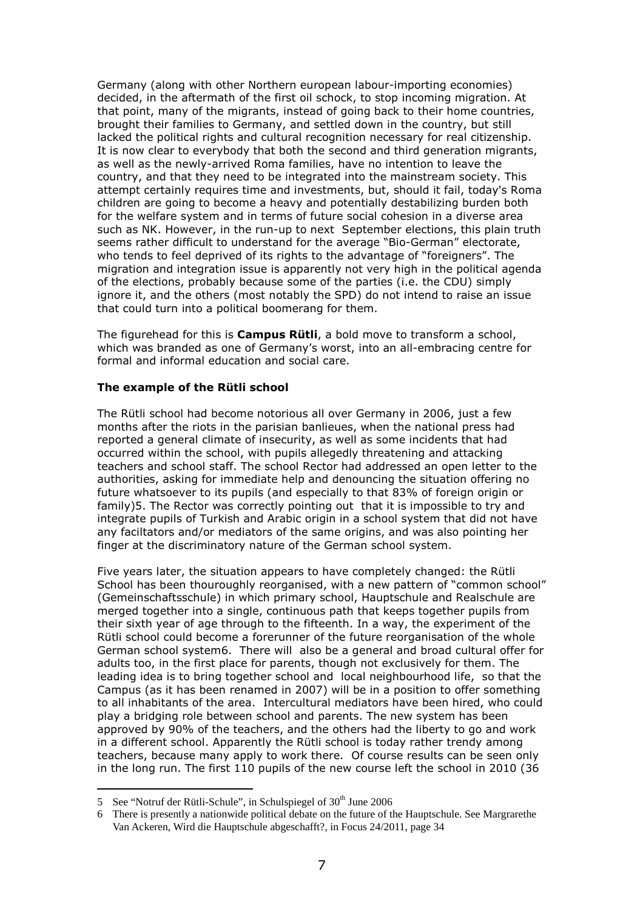Germany (along with other Northern european labour-importing economies) decided, in the aftermath of the first oil schock, to stop incoming migration. At that point, many of the migrants, instead of going back to their home countries, brought their families to Germany, and settled down in the country, but still lacked the political rights and cultural recognition necessary for real citizenship. It is now clear to everybody that both the second and third generation migrants, as well as the newly-arrived Roma families, have no intention to leave the country, and that they need to be integrated into the mainstream society. This attempt certainly requires time and investments, but, should it fail, today's Roma children are going to become a heavy and potentially destabilizing burden both for the welfare system and in terms of future social cohesion in a diverse area such as NK. However, in the run-up to next September elections, this plain truth seems rather difficult to understand for the average "Bio-German" electorate, who tends to feel deprived of its rights to the advantage of "foreigners". The migration and integration issue is apparently not very high in the political agenda of the elections, probably because some of the parties (i.e. the CDU) simply ignore it, and the others (most notably the SPD) do not intend to raise an issue that could turn into a political boomerang for them.

The figurehead for this is **Campus Rütli**, a bold move to transform a school, which was branded as one of Germany's worst, into an all-embracing centre for formal and informal education and social care.

### The example of the Rütli school

The Rütli school had become notorious all over Germany in 2006, just a few months after the riots in the parisian banlieues, when the national press had reported a general climate of insecurity, as well as some incidents that had occurred within the school, with pupils allegedly threatening and attacking teachers and school staff. The school Rector had addressed an open letter to the authorities, asking for immediate help and denouncing the situation offering no future whatsoever to its pupils (and especially to that 83% of foreign origin or family)[5]. The Rector was correctly pointing out that it is impossible to try and integrate pupils of Turkish and Arabic origin in a school system that did not have any faciltators and/or mediators of the same origins, and was also pointing her finger at the discriminatory nature of the German school system.

Five years later, the situation appears to have completely changed: the Rütli School has been thouroughly reorganised, with a new pattern of "common school" (Gemeinschaftsschule) in which primary school, Hauptschule and Realschule are merged together into a single, continuous path that keeps together pupils from their sixth year of age through to the fifteenth. In a way, the experiment of the Rütli school could become a forerunner of the future reorganisation of the whole German school system[6]. There will also be a general and broad cultural offer for adults too, in the first place for parents, though not exclusively for them. The leading idea is to bring together school and local neighbourhood life, so that the Campus (as it has been renamed in 2007) will be in a position to offer something to all inhabitants of the area. Intercultural mediators have been hired, who could play a bridging role between school and parents. The new system has been approved by 90% of the teachers, and the others had the liberty to go and work in a different school. Apparently the Rütli school is today rather trendy among teachers, because many apply to work there. Of course results can be seen only in the long run. The first 110 pupils of the new course left the school in 2010 (36

---

[5] See "Notruf der Rütli-Schule", in Schulspiegel of 30th June 2006

[6] There is presently a nationwide political debate on the future of the Hauptschule. See Margrarethe Van Ackeren, Wird die Hauptschule abgeschafft?, in Focus 24/2011, page 34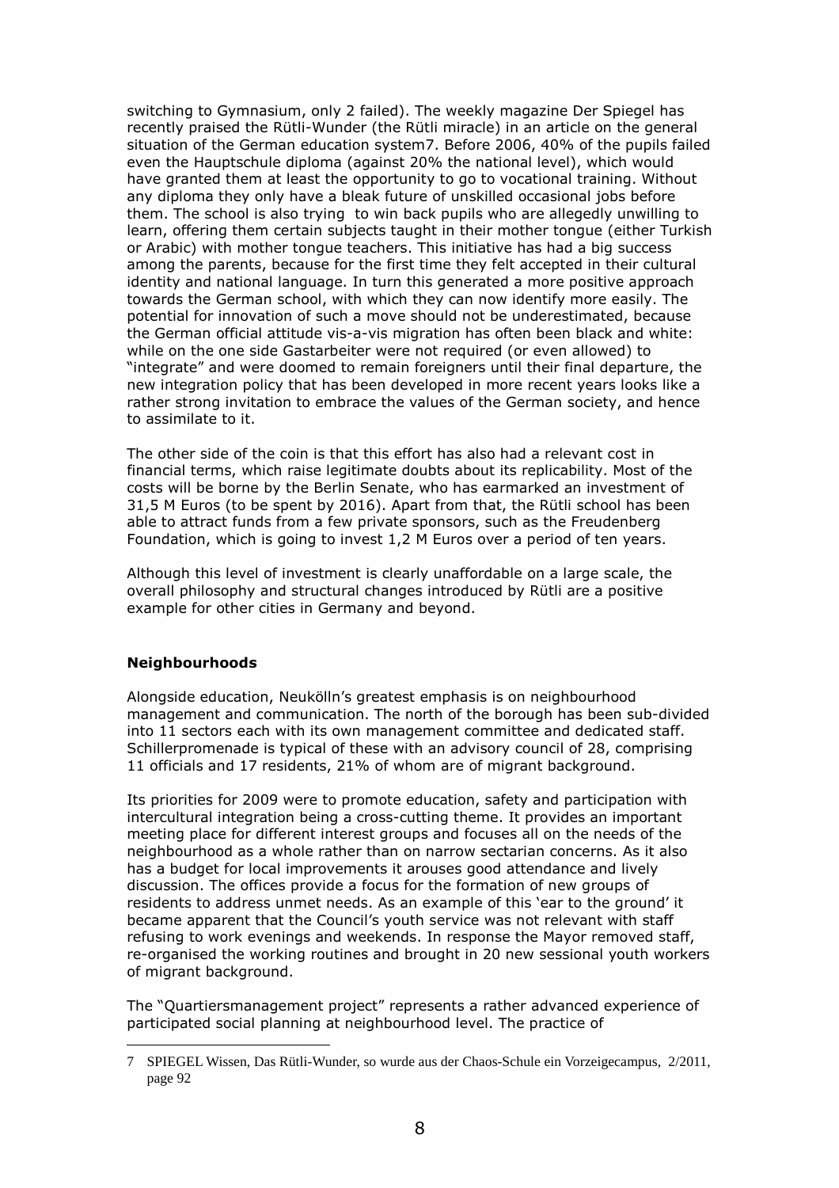switching to Gymnasium, only 2 failed). The weekly magazine Der Spiegel has recently praised the Rütli-Wunder (the Rütli miracle) in an article on the general situation of the German education system[7]. Before 2006, 40% of the pupils failed even the Hauptschule diploma (against 20% the national level), which would have granted them at least the opportunity to go to vocational training. Without any diploma they only have a bleak future of unskilled occasional jobs before them. The school is also trying to win back pupils who are allegedly unwilling to learn, offering them certain subjects taught in their mother tongue (either Turkish or Arabic) with mother tongue teachers. This initiative has had a big success among the parents, because for the first time they felt accepted in their cultural identity and national language. In turn this generated a more positive approach towards the German school, with which they can now identify more easily. The potential for innovation of such a move should not be underestimated, because the German official attitude vis-a-vis migration has often been black and white: while on the one side Gastarbeiter were not required (or even allowed) to "integrate" and were doomed to remain foreigners until their final departure, the new integration policy that has been developed in more recent years looks like a rather strong invitation to embrace the values of the German society, and hence to assimilate to it.

The other side of the coin is that this effort has also had a relevant cost in financial terms, which raise legitimate doubts about its replicability. Most of the costs will be borne by the Berlin Senate, who has earmarked an investment of 31,5 M Euros (to be spent by 2016). Apart from that, the Rütli school has been able to attract funds from a few private sponsors, such as the Freudenberg Foundation, which is going to invest 1,2 M Euros over a period of ten years.

Although this level of investment is clearly unaffordable on a large scale, the overall philosophy and structural changes introduced by Rütli are a positive example for other cities in Germany and beyond.

**Neighbourhoods**

Alongside education, Neukölln's greatest emphasis is on neighbourhood management and communication. The north of the borough has been sub-divided into 11 sectors each with its own management committee and dedicated staff. Schillerpromenade is typical of these with an advisory council of 28, comprising 11 officials and 17 residents, 21% of whom are of migrant background.

Its priorities for 2009 were to promote education, safety and participation with intercultural integration being a cross-cutting theme. It provides an important meeting place for different interest groups and focuses all on the needs of the neighbourhood as a whole rather than on narrow sectarian concerns. As it also has a budget for local improvements it arouses good attendance and lively discussion. The offices provide a focus for the formation of new groups of residents to address unmet needs. As an example of this 'ear to the ground' it became apparent that the Council's youth service was not relevant with staff refusing to work evenings and weekends. In response the Mayor removed staff, re-organised the working routines and brought in 20 new sessional youth workers of migrant background.

The "Quartiersmanagement project" represents a rather advanced experience of participated social planning at neighbourhood level. The practice of

---

7 SPIEGEL Wissen, Das Rütli-Wunder, so wurde aus der Chaos-Schule ein Vorzeigecampus, 2/2011, page 92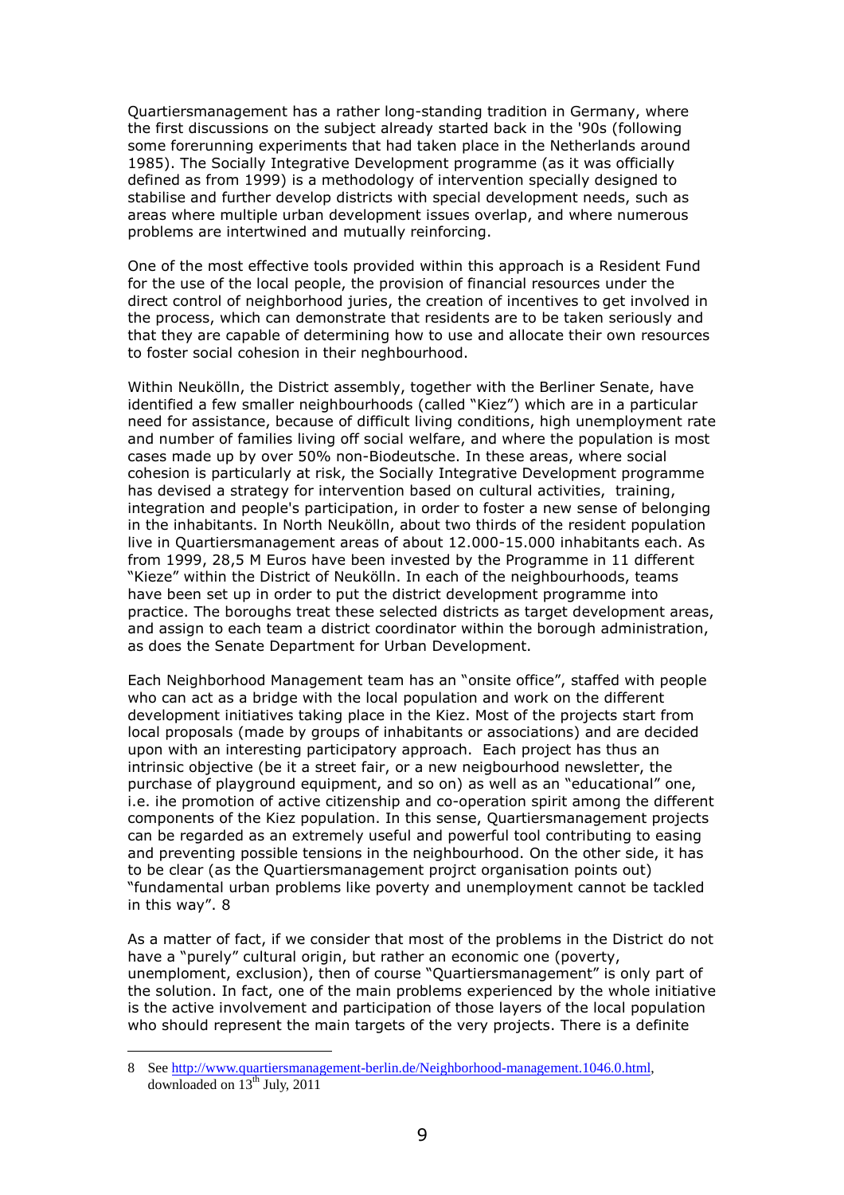Quartiersmanagement has a rather long-standing tradition in Germany, where the first discussions on the subject already started back in the '90s (following some forerunning experiments that had taken place in the Netherlands around 1985). The Socially Integrative Development programme (as it was officially defined as from 1999) is a methodology of intervention specially designed to stabilise and further develop districts with special development needs, such as areas where multiple urban development issues overlap, and where numerous problems are intertwined and mutually reinforcing.

One of the most effective tools provided within this approach is a Resident Fund for the use of the local people, the provision of financial resources under the direct control of neighborhood juries, the creation of incentives to get involved in the process, which can demonstrate that residents are to be taken seriously and that they are capable of determining how to use and allocate their own resources to foster social cohesion in their neghbourhood.

Within Neukölln, the District assembly, together with the Berliner Senate, have identified a few smaller neighbourhoods (called "Kiez") which are in a particular need for assistance, because of difficult living conditions, high unemployment rate and number of families living off social welfare, and where the population is most cases made up by over 50% non-Biodeutsche. In these areas, where social cohesion is particularly at risk, the Socially Integrative Development programme has devised a strategy for intervention based on cultural activities, training, integration and people's participation, in order to foster a new sense of belonging in the inhabitants. In North Neukölln, about two thirds of the resident population live in Quartiersmanagement areas of about 12.000-15.000 inhabitants each. As from 1999, 28,5 M Euros have been invested by the Programme in 11 different "Kieze" within the District of Neukölln. In each of the neighbourhoods, teams have been set up in order to put the district development programme into practice. The boroughs treat these selected districts as target development areas, and assign to each team a district coordinator within the borough administration, as does the Senate Department for Urban Development.

Each Neighborhood Management team has an "onsite office", staffed with people who can act as a bridge with the local population and work on the different development initiatives taking place in the Kiez. Most of the projects start from local proposals (made by groups of inhabitants or associations) and are decided upon with an interesting participatory approach. Each project has thus an intrinsic objective (be it a street fair, or a new neigbourhood newsletter, the purchase of playground equipment, and so on) as well as an "educational" one, i.e. ihe promotion of active citizenship and co-operation spirit among the different components of the Kiez population. In this sense, Quartiersmanagement projects can be regarded as an extremely useful and powerful tool contributing to easing and preventing possible tensions in the neighbourhood. On the other side, it has to be clear (as the Quartiersmanagement projrct organisation points out) "fundamental urban problems like poverty and unemployment cannot be tackled in this way". 8

As a matter of fact, if we consider that most of the problems in the District do not have a "purely" cultural origin, but rather an economic one (poverty, unemploment, exclusion), then of course "Quartiersmanagement" is only part of the solution. In fact, one of the main problems experienced by the whole initiative is the active involvement and participation of those layers of the local population who should represent the main targets of the very projects. There is a definite

---

8 See http://www.quartiersmanagement-berlin.de/Neighborhood-management.1046.0.html, downloaded on 13th July, 2011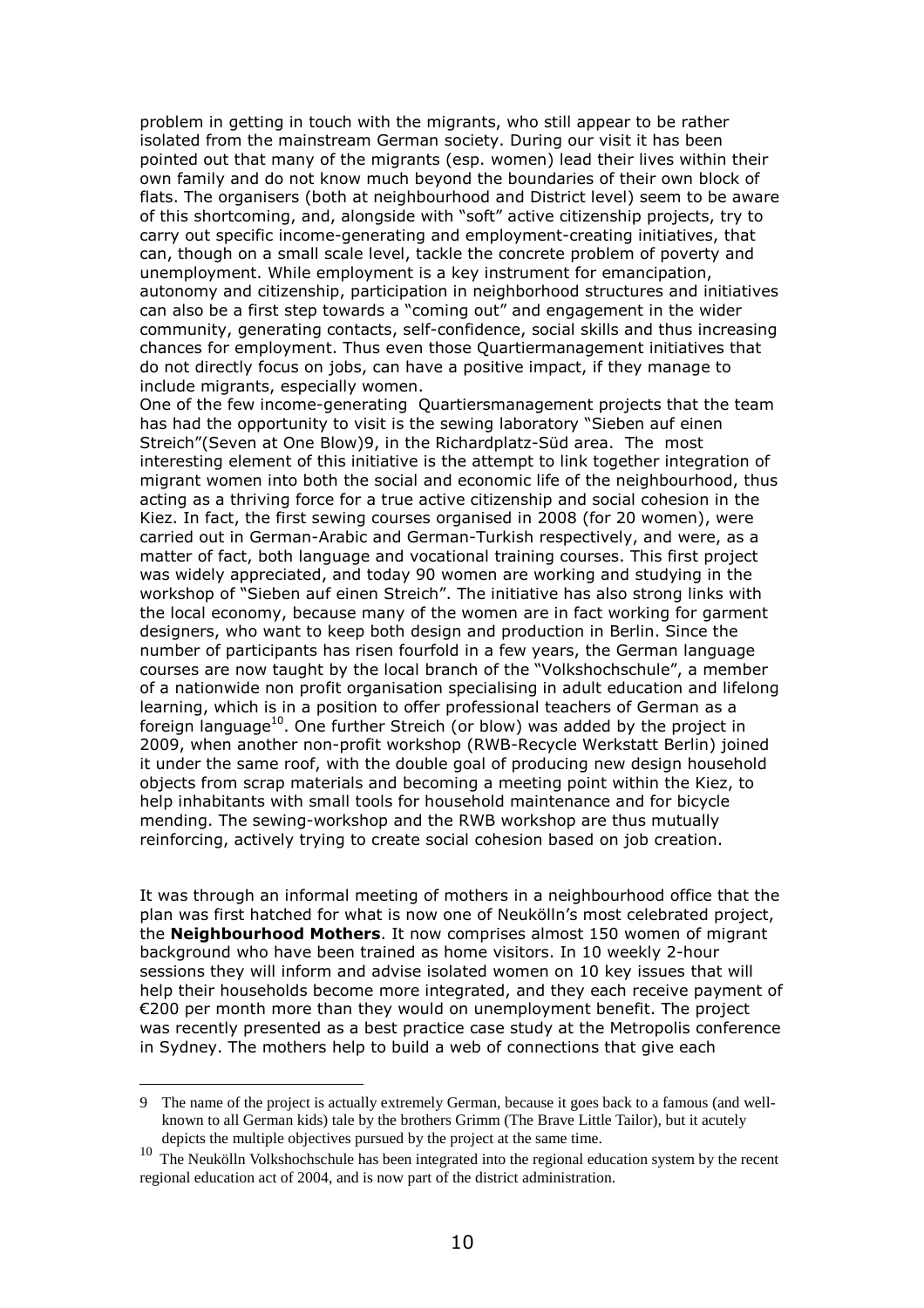problem in getting in touch with the migrants, who still appear to be rather isolated from the mainstream German society. During our visit it has been pointed out that many of the migrants (esp. women) lead their lives within their own family and do not know much beyond the boundaries of their own block of flats. The organisers (both at neighbourhood and District level) seem to be aware of this shortcoming, and, alongside with "soft" active citizenship projects, try to carry out specific income-generating and employment-creating initiatives, that can, though on a small scale level, tackle the concrete problem of poverty and unemployment. While employment is a key instrument for emancipation, autonomy and citizenship, participation in neighborhood structures and initiatives can also be a first step towards a "coming out" and engagement in the wider community, generating contacts, self-confidence, social skills and thus increasing chances for employment. Thus even those Quartiermanagement initiatives that do not directly focus on jobs, can have a positive impact, if they manage to include migrants, especially women.

One of the few income-generating Quartiersmanagement projects that the team has had the opportunity to visit is the sewing laboratory "Sieben auf einen Streich"(Seven at One Blow)9, in the Richardplatz-Süd area. The most interesting element of this initiative is the attempt to link together integration of migrant women into both the social and economic life of the neighbourhood, thus acting as a thriving force for a true active citizenship and social cohesion in the Kiez. In fact, the first sewing courses organised in 2008 (for 20 women), were carried out in German-Arabic and German-Turkish respectively, and were, as a matter of fact, both language and vocational training courses. This first project was widely appreciated, and today 90 women are working and studying in the workshop of "Sieben auf einen Streich". The initiative has also strong links with the local economy, because many of the women are in fact working for garment designers, who want to keep both design and production in Berlin. Since the number of participants has risen fourfold in a few years, the German language courses are now taught by the local branch of the "Volkshochschule", a member of a nationwide non profit organisation specialising in adult education and lifelong learning, which is in a position to offer professional teachers of German as a foreign language[10]. One further Streich (or blow) was added by the project in 2009, when another non-profit workshop (RWB-Recycle Werkstatt Berlin) joined it under the same roof, with the double goal of producing new design household objects from scrap materials and becoming a meeting point within the Kiez, to help inhabitants with small tools for household maintenance and for bicycle mending. The sewing-workshop and the RWB workshop are thus mutually reinforcing, actively trying to create social cohesion based on job creation.

It was through an informal meeting of mothers in a neighbourhood office that the plan was first hatched for what is now one of Neukölln's most celebrated project, the **Neighbourhood Mothers**. It now comprises almost 150 women of migrant background who have been trained as home visitors. In 10 weekly 2-hour sessions they will inform and advise isolated women on 10 key issues that will help their households become more integrated, and they each receive payment of €200 per month more than they would on unemployment benefit. The project was recently presented as a best practice case study at the Metropolis conference in Sydney. The mothers help to build a web of connections that give each

---

9 The name of the project is actually extremely German, because it goes back to a famous (and well-known to all German kids) tale by the brothers Grimm (The Brave Little Tailor), but it acutely depicts the multiple objectives pursued by the project at the same time.

10 The Neukölln Volkshochschule has been integrated into the regional education system by the recent regional education act of 2004, and is now part of the district administration.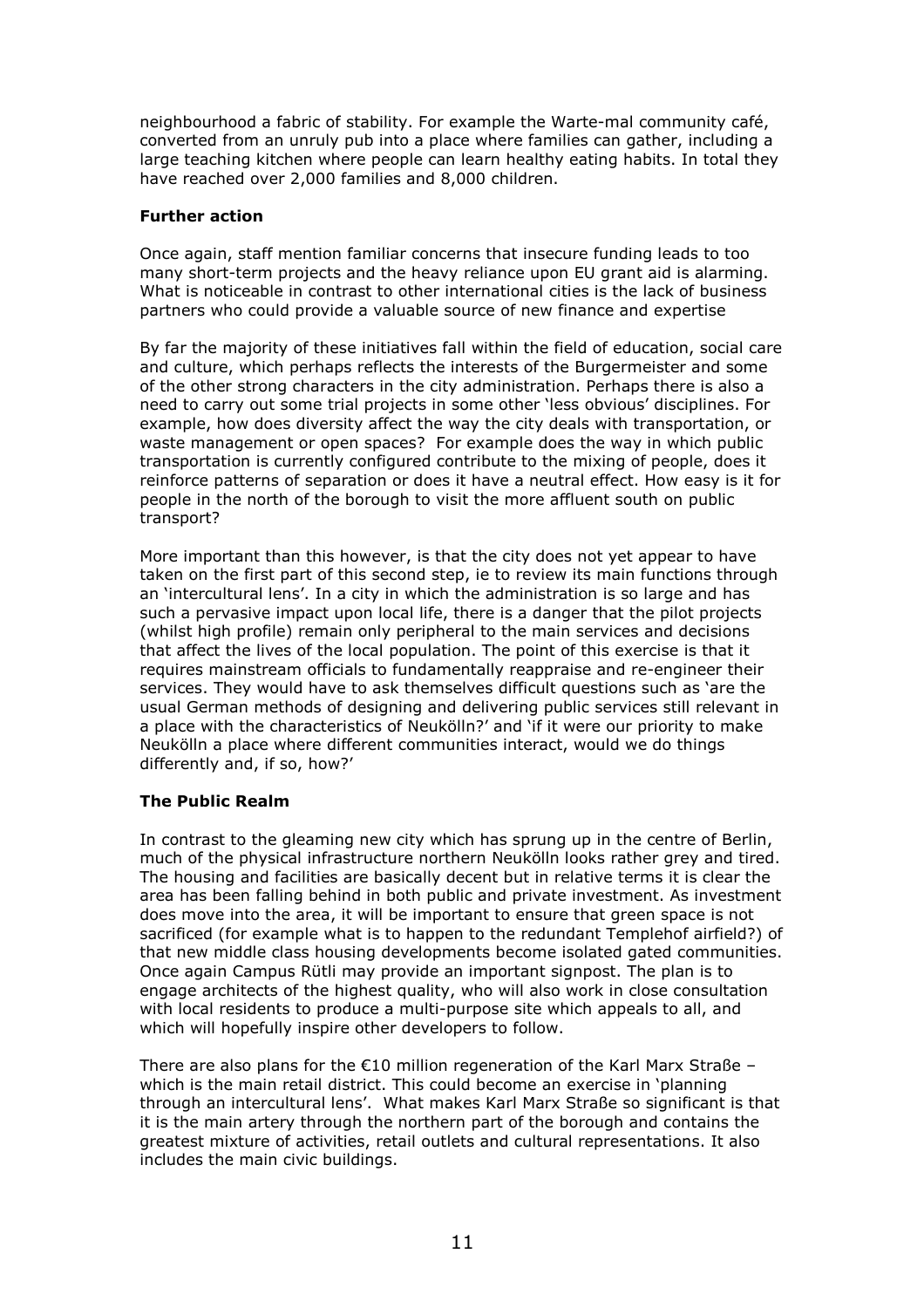neighbourhood a fabric of stability. For example the Warte-mal community café, converted from an unruly pub into a place where families can gather, including a large teaching kitchen where people can learn healthy eating habits. In total they have reached over 2,000 families and 8,000 children.

**Further action**

Once again, staff mention familiar concerns that insecure funding leads to too many short-term projects and the heavy reliance upon EU grant aid is alarming. What is noticeable in contrast to other international cities is the lack of business partners who could provide a valuable source of new finance and expertise

By far the majority of these initiatives fall within the field of education, social care and culture, which perhaps reflects the interests of the Burgermeister and some of the other strong characters in the city administration. Perhaps there is also a need to carry out some trial projects in some other 'less obvious' disciplines. For example, how does diversity affect the way the city deals with transportation, or waste management or open spaces? For example does the way in which public transportation is currently configured contribute to the mixing of people, does it reinforce patterns of separation or does it have a neutral effect. How easy is it for people in the north of the borough to visit the more affluent south on public transport?

More important than this however, is that the city does not yet appear to have taken on the first part of this second step, ie to review its main functions through an 'intercultural lens'. In a city in which the administration is so large and has such a pervasive impact upon local life, there is a danger that the pilot projects (whilst high profile) remain only peripheral to the main services and decisions that affect the lives of the local population. The point of this exercise is that it requires mainstream officials to fundamentally reappraise and re-engineer their services. They would have to ask themselves difficult questions such as 'are the usual German methods of designing and delivering public services still relevant in a place with the characteristics of Neukölln?' and 'if it were our priority to make Neukölln a place where different communities interact, would we do things differently and, if so, how?'

**The Public Realm**

In contrast to the gleaming new city which has sprung up in the centre of Berlin, much of the physical infrastructure northern Neukölln looks rather grey and tired. The housing and facilities are basically decent but in relative terms it is clear the area has been falling behind in both public and private investment. As investment does move into the area, it will be important to ensure that green space is not sacrificed (for example what is to happen to the redundant Templehof airfield?) of that new middle class housing developments become isolated gated communities. Once again Campus Rütli may provide an important signpost. The plan is to engage architects of the highest quality, who will also work in close consultation with local residents to produce a multi-purpose site which appeals to all, and which will hopefully inspire other developers to follow.

There are also plans for the €10 million regeneration of the Karl Marx Straße – which is the main retail district. This could become an exercise in 'planning through an intercultural lens'. What makes Karl Marx Straße so significant is that it is the main artery through the northern part of the borough and contains the greatest mixture of activities, retail outlets and cultural representations. It also includes the main civic buildings.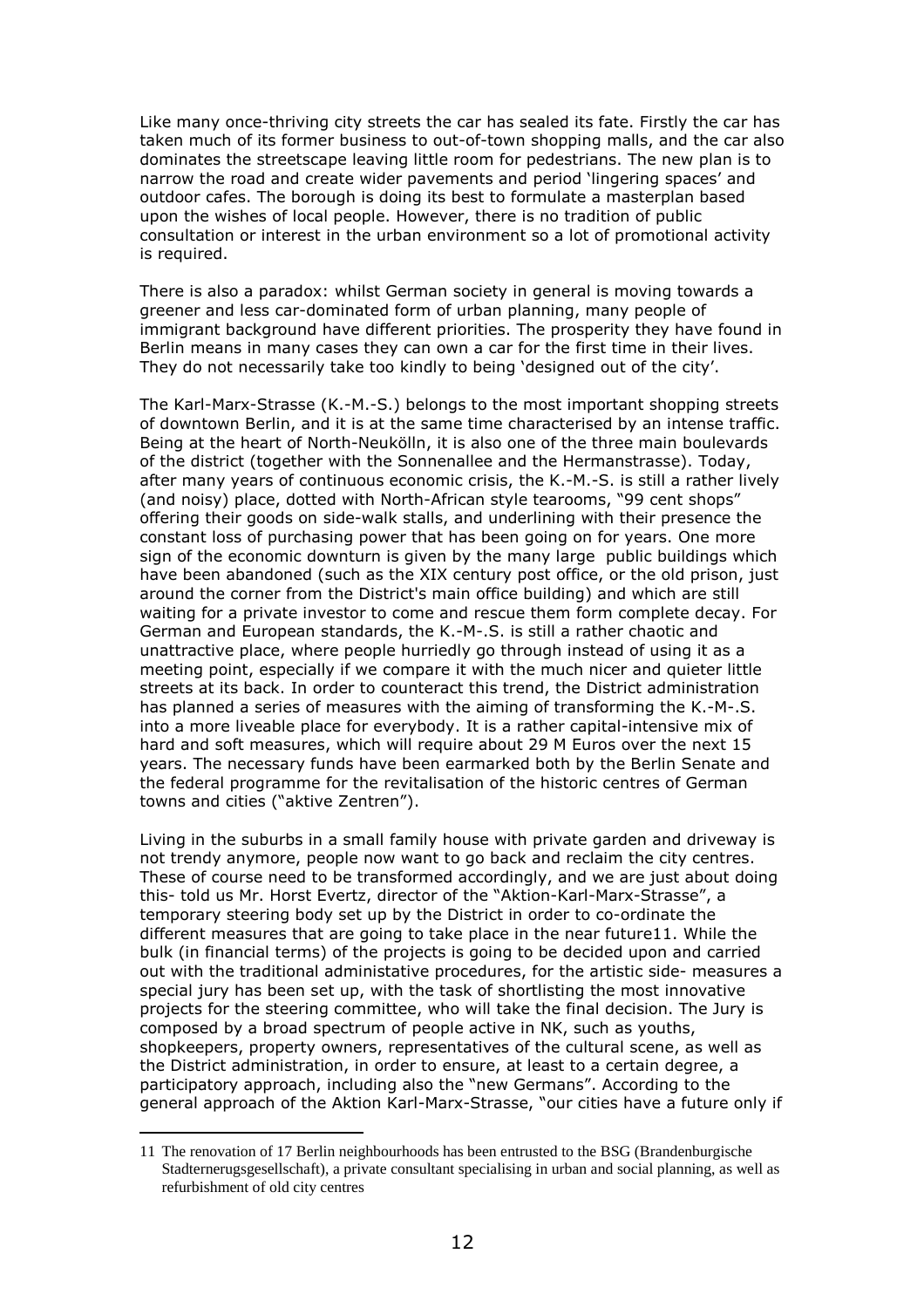Like many once-thriving city streets the car has sealed its fate. Firstly the car has taken much of its former business to out-of-town shopping malls, and the car also dominates the streetscape leaving little room for pedestrians. The new plan is to narrow the road and create wider pavements and period 'lingering spaces' and outdoor cafes. The borough is doing its best to formulate a masterplan based upon the wishes of local people. However, there is no tradition of public consultation or interest in the urban environment so a lot of promotional activity is required.

There is also a paradox: whilst German society in general is moving towards a greener and less car-dominated form of urban planning, many people of immigrant background have different priorities. The prosperity they have found in Berlin means in many cases they can own a car for the first time in their lives. They do not necessarily take too kindly to being 'designed out of the city'.

The Karl-Marx-Strasse (K.-M.-S.) belongs to the most important shopping streets of downtown Berlin, and it is at the same time characterised by an intense traffic. Being at the heart of North-Neukölln, it is also one of the three main boulevards of the district (together with the Sonnenallee and the Hermanstrasse). Today, after many years of continuous economic crisis, the K.-M.-S. is still a rather lively (and noisy) place, dotted with North-African style tearooms, "99 cent shops" offering their goods on side-walk stalls, and underlining with their presence the constant loss of purchasing power that has been going on for years. One more sign of the economic downturn is given by the many large public buildings which have been abandoned (such as the XIX century post office, or the old prison, just around the corner from the District's main office building) and which are still waiting for a private investor to come and rescue them form complete decay. For German and European standards, the K.-M-.S. is still a rather chaotic and unattractive place, where people hurriedly go through instead of using it as a meeting point, especially if we compare it with the much nicer and quieter little streets at its back. In order to counteract this trend, the District administration has planned a series of measures with the aiming of transforming the K.-M-.S. into a more liveable place for everybody. It is a rather capital-intensive mix of hard and soft measures, which will require about 29 M Euros over the next 15 years. The necessary funds have been earmarked both by the Berlin Senate and the federal programme for the revitalisation of the historic centres of German towns and cities ("aktive Zentren").

Living in the suburbs in a small family house with private garden and driveway is not trendy anymore, people now want to go back and reclaim the city centres. These of course need to be transformed accordingly, and we are just about doing this- told us Mr. Horst Evertz, director of the "Aktion-Karl-Marx-Strasse", a temporary steering body set up by the District in order to co-ordinate the different measures that are going to take place in the near future[11]. While the bulk (in financial terms) of the projects is going to be decided upon and carried out with the traditional administative procedures, for the artistic side- measures a special jury has been set up, with the task of shortlisting the most innovative projects for the steering committee, who will take the final decision. The Jury is composed by a broad spectrum of people active in NK, such as youths, shopkeepers, property owners, representatives of the cultural scene, as well as the District administration, in order to ensure, at least to a certain degree, a participatory approach, including also the "new Germans". According to the general approach of the Aktion Karl-Marx-Strasse, "our cities have a future only if

---

[11] The renovation of 17 Berlin neighbourhoods has been entrusted to the BSG (Brandenburgische Stadternerugsgesellschaft), a private consultant specialising in urban and social planning, as well as refurbishment of old city centres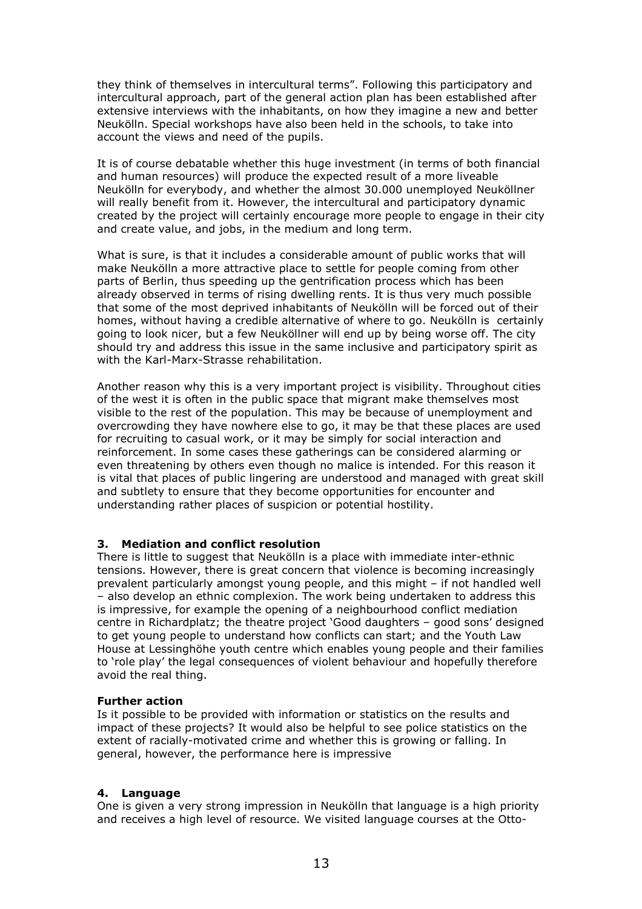they think of themselves in intercultural terms". Following this participatory and intercultural approach, part of the general action plan has been established after extensive interviews with the inhabitants, on how they imagine a new and better Neukölln. Special workshops have also been held in the schools, to take into account the views and need of the pupils.

It is of course debatable whether this huge investment (in terms of both financial and human resources) will produce the expected result of a more liveable Neukölln for everybody, and whether the almost 30.000 unemployed Neuköllner will really benefit from it. However, the intercultural and participatory dynamic created by the project will certainly encourage more people to engage in their city and create value, and jobs, in the medium and long term.

What is sure, is that it includes a considerable amount of public works that will make Neukölln a more attractive place to settle for people coming from other parts of Berlin, thus speeding up the gentrification process which has been already observed in terms of rising dwelling rents. It is thus very much possible that some of the most deprived inhabitants of Neukölln will be forced out of their homes, without having a credible alternative of where to go. Neukölln is certainly going to look nicer, but a few Neuköllner will end up by being worse off. The city should try and address this issue in the same inclusive and participatory spirit as with the Karl-Marx-Strasse rehabilitation.

Another reason why this is a very important project is visibility. Throughout cities of the west it is often in the public space that migrant make themselves most visible to the rest of the population. This may be because of unemployment and overcrowding they have nowhere else to go, it may be that these places are used for recruiting to casual work, or it may be simply for social interaction and reinforcement. In some cases these gatherings can be considered alarming or even threatening by others even though no malice is intended. For this reason it is vital that places of public lingering are understood and managed with great skill and subtlety to ensure that they become opportunities for encounter and understanding rather places of suspicion or potential hostility.

### 3. Mediation and conflict resolution

There is little to suggest that Neukölln is a place with immediate inter-ethnic tensions. However, there is great concern that violence is becoming increasingly prevalent particularly amongst young people, and this might – if not handled well – also develop an ethnic complexion. The work being undertaken to address this is impressive, for example the opening of a neighbourhood conflict mediation centre in Richardplatz; the theatre project 'Good daughters – good sons' designed to get young people to understand how conflicts can start; and the Youth Law House at Lessinghöhe youth centre which enables young people and their families to 'role play' the legal consequences of violent behaviour and hopefully therefore avoid the real thing.

#### Further action

Is it possible to be provided with information or statistics on the results and impact of these projects? It would also be helpful to see police statistics on the extent of racially-motivated crime and whether this is growing or falling. In general, however, the performance here is impressive

### 4. Language

One is given a very strong impression in Neukölln that language is a high priority and receives a high level of resource. We visited language courses at the Otto-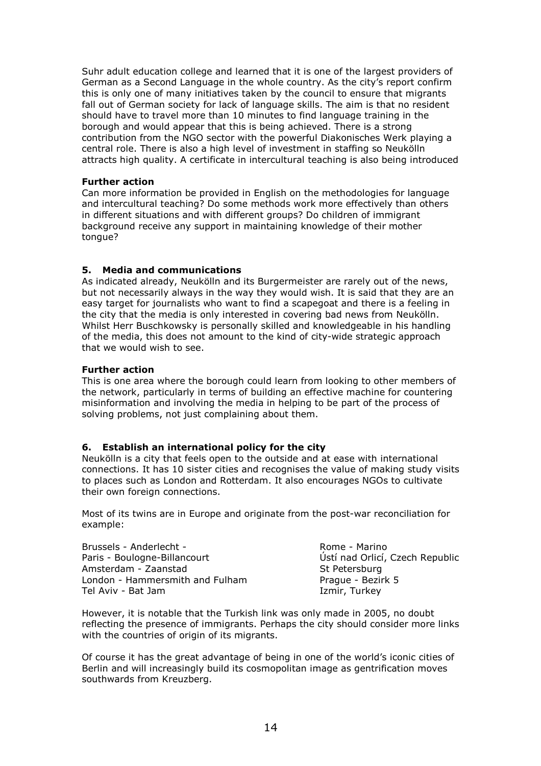Suhr adult education college and learned that it is one of the largest providers of German as a Second Language in the whole country. As the city's report confirm this is only one of many initiatives taken by the council to ensure that migrants fall out of German society for lack of language skills. The aim is that no resident should have to travel more than 10 minutes to find language training in the borough and would appear that this is being achieved. There is a strong contribution from the NGO sector with the powerful Diakonisches Werk playing a central role. There is also a high level of investment in staffing so Neukölln attracts high quality. A certificate in intercultural teaching is also being introduced

**Further action**

Can more information be provided in English on the methodologies for language and intercultural teaching? Do some methods work more effectively than others in different situations and with different groups? Do children of immigrant background receive any support in maintaining knowledge of their mother tongue?

### 5. Media and communications

As indicated already, Neukölln and its Burgermeister are rarely out of the news, but not necessarily always in the way they would wish. It is said that they are an easy target for journalists who want to find a scapegoat and there is a feeling in the city that the media is only interested in covering bad news from Neukölln. Whilst Herr Buschkowsky is personally skilled and knowledgeable in his handling of the media, this does not amount to the kind of city-wide strategic approach that we would wish to see.

**Further action**

This is one area where the borough could learn from looking to other members of the network, particularly in terms of building an effective machine for countering misinformation and involving the media in helping to be part of the process of solving problems, not just complaining about them.

### 6. Establish an international policy for the city

Neukölln is a city that feels open to the outside and at ease with international connections. It has 10 sister cities and recognises the value of making study visits to places such as London and Rotterdam. It also encourages NGOs to cultivate their own foreign connections.

Most of its twins are in Europe and originate from the post-war reconciliation for example:

Brussels - Anderlecht -
Paris - Boulogne-Billancourt
Amsterdam - Zaanstad
London - Hammersmith and Fulham
Tel Aviv - Bat Jam
Rome - Marino
Ústí nad Orlicí, Czech Republic
St Petersburg
Prague - Bezirk 5
Izmir, Turkey

However, it is notable that the Turkish link was only made in 2005, no doubt reflecting the presence of immigrants. Perhaps the city should consider more links with the countries of origin of its migrants.

Of course it has the great advantage of being in one of the world's iconic cities of Berlin and will increasingly build its cosmopolitan image as gentrification moves southwards from Kreuzberg.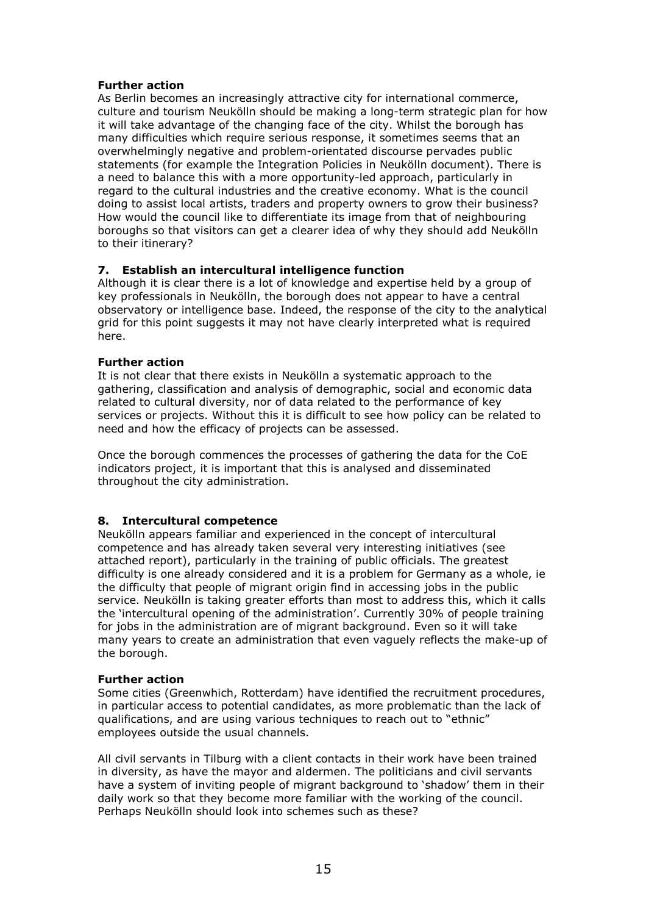**Further action**

As Berlin becomes an increasingly attractive city for international commerce, culture and tourism Neukölln should be making a long-term strategic plan for how it will take advantage of the changing face of the city. Whilst the borough has many difficulties which require serious response, it sometimes seems that an overwhelmingly negative and problem-orientated discourse pervades public statements (for example the Integration Policies in Neukölln document). There is a need to balance this with a more opportunity-led approach, particularly in regard to the cultural industries and the creative economy. What is the council doing to assist local artists, traders and property owners to grow their business? How would the council like to differentiate its image from that of neighbouring boroughs so that visitors can get a clearer idea of why they should add Neukölln to their itinerary?

### 7. Establish an intercultural intelligence function

Although it is clear there is a lot of knowledge and expertise held by a group of key professionals in Neukölln, the borough does not appear to have a central observatory or intelligence base. Indeed, the response of the city to the analytical grid for this point suggests it may not have clearly interpreted what is required here.

**Further action**

It is not clear that there exists in Neukölln a systematic approach to the gathering, classification and analysis of demographic, social and economic data related to cultural diversity, nor of data related to the performance of key services or projects. Without this it is difficult to see how policy can be related to need and how the efficacy of projects can be assessed.

Once the borough commences the processes of gathering the data for the CoE indicators project, it is important that this is analysed and disseminated throughout the city administration.

### 8. Intercultural competence

Neukölln appears familiar and experienced in the concept of intercultural competence and has already taken several very interesting initiatives (see attached report), particularly in the training of public officials. The greatest difficulty is one already considered and it is a problem for Germany as a whole, ie the difficulty that people of migrant origin find in accessing jobs in the public service. Neukölln is taking greater efforts than most to address this, which it calls the 'intercultural opening of the administration'. Currently 30% of people training for jobs in the administration are of migrant background. Even so it will take many years to create an administration that even vaguely reflects the make-up of the borough.

**Further action**

Some cities (Greenwhich, Rotterdam) have identified the recruitment procedures, in particular access to potential candidates, as more problematic than the lack of qualifications, and are using various techniques to reach out to "ethnic" employees outside the usual channels.

All civil servants in Tilburg with a client contacts in their work have been trained in diversity, as have the mayor and aldermen. The politicians and civil servants have a system of inviting people of migrant background to 'shadow' them in their daily work so that they become more familiar with the working of the council. Perhaps Neukölln should look into schemes such as these?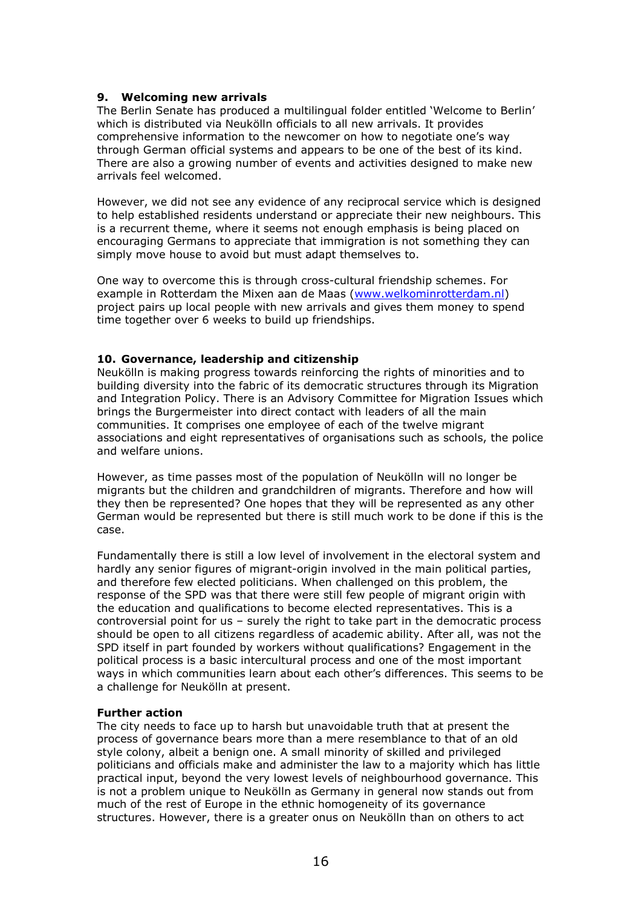### 9. Welcoming new arrivals

The Berlin Senate has produced a multilingual folder entitled 'Welcome to Berlin' which is distributed via Neukölln officials to all new arrivals. It provides comprehensive information to the newcomer on how to negotiate one's way through German official systems and appears to be one of the best of its kind. There are also a growing number of events and activities designed to make new arrivals feel welcomed.

However, we did not see any evidence of any reciprocal service which is designed to help established residents understand or appreciate their new neighbours. This is a recurrent theme, where it seems not enough emphasis is being placed on encouraging Germans to appreciate that immigration is not something they can simply move house to avoid but must adapt themselves to.

One way to overcome this is through cross-cultural friendship schemes. For example in Rotterdam the Mixen aan de Maas (www.welkominrotterdam.nl) project pairs up local people with new arrivals and gives them money to spend time together over 6 weeks to build up friendships.

### 10. Governance, leadership and citizenship

Neukölln is making progress towards reinforcing the rights of minorities and to building diversity into the fabric of its democratic structures through its Migration and Integration Policy. There is an Advisory Committee for Migration Issues which brings the Burgermeister into direct contact with leaders of all the main communities. It comprises one employee of each of the twelve migrant associations and eight representatives of organisations such as schools, the police and welfare unions.

However, as time passes most of the population of Neukölln will no longer be migrants but the children and grandchildren of migrants. Therefore and how will they then be represented? One hopes that they will be represented as any other German would be represented but there is still much work to be done if this is the case.

Fundamentally there is still a low level of involvement in the electoral system and hardly any senior figures of migrant-origin involved in the main political parties, and therefore few elected politicians. When challenged on this problem, the response of the SPD was that there were still few people of migrant origin with the education and qualifications to become elected representatives. This is a controversial point for us – surely the right to take part in the democratic process should be open to all citizens regardless of academic ability. After all, was not the SPD itself in part founded by workers without qualifications? Engagement in the political process is a basic intercultural process and one of the most important ways in which communities learn about each other's differences. This seems to be a challenge for Neukölln at present.

**Further action**

The city needs to face up to harsh but unavoidable truth that at present the process of governance bears more than a mere resemblance to that of an old style colony, albeit a benign one. A small minority of skilled and privileged politicians and officials make and administer the law to a majority which has little practical input, beyond the very lowest levels of neighbourhood governance. This is not a problem unique to Neukölln as Germany in general now stands out from much of the rest of Europe in the ethnic homogeneity of its governance structures. However, there is a greater onus on Neukölln than on others to act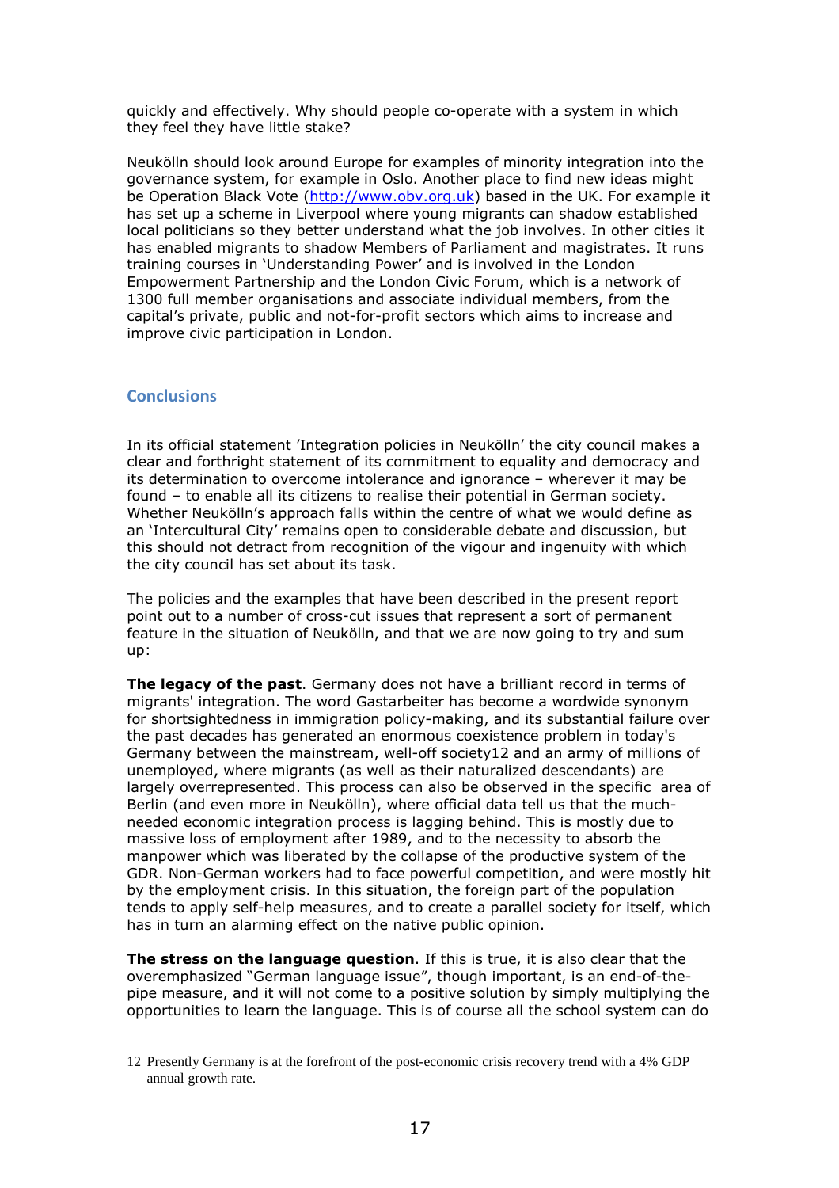quickly and effectively. Why should people co-operate with a system in which they feel they have little stake?

Neukölln should look around Europe for examples of minority integration into the governance system, for example in Oslo. Another place to find new ideas might be Operation Black Vote (http://www.obv.org.uk) based in the UK. For example it has set up a scheme in Liverpool where young migrants can shadow established local politicians so they better understand what the job involves. In other cities it has enabled migrants to shadow Members of Parliament and magistrates. It runs training courses in 'Understanding Power' and is involved in the London Empowerment Partnership and the London Civic Forum, which is a network of 1300 full member organisations and associate individual members, from the capital's private, public and not-for-profit sectors which aims to increase and improve civic participation in London.

## Conclusions

In its official statement 'Integration policies in Neukölln' the city council makes a clear and forthright statement of its commitment to equality and democracy and its determination to overcome intolerance and ignorance – wherever it may be found – to enable all its citizens to realise their potential in German society. Whether Neukölln's approach falls within the centre of what we would define as an 'Intercultural City' remains open to considerable debate and discussion, but this should not detract from recognition of the vigour and ingenuity with which the city council has set about its task.

The policies and the examples that have been described in the present report point out to a number of cross-cut issues that represent a sort of permanent feature in the situation of Neukölln, and that we are now going to try and sum up:

**The legacy of the past**. Germany does not have a brilliant record in terms of migrants' integration. The word Gastarbeiter has become a wordwide synonym for shortsightedness in immigration policy-making, and its substantial failure over the past decades has generated an enormous coexistence problem in today's Germany between the mainstream, well-off society[12] and an army of millions of unemployed, where migrants (as well as their naturalized descendants) are largely overrepresented. This process can also be observed in the specific area of Berlin (and even more in Neukölln), where official data tell us that the much-needed economic integration process is lagging behind. This is mostly due to massive loss of employment after 1989, and to the necessity to absorb the manpower which was liberated by the collapse of the productive system of the GDR. Non-German workers had to face powerful competition, and were mostly hit by the employment crisis. In this situation, the foreign part of the population tends to apply self-help measures, and to create a parallel society for itself, which has in turn an alarming effect on the native public opinion.

**The stress on the language question**. If this is true, it is also clear that the overemphasized "German language issue", though important, is an end-of-the-pipe measure, and it will not come to a positive solution by simply multiplying the opportunities to learn the language. This is of course all the school system can do

---

[12] Presently Germany is at the forefront of the post-economic crisis recovery trend with a 4% GDP annual growth rate.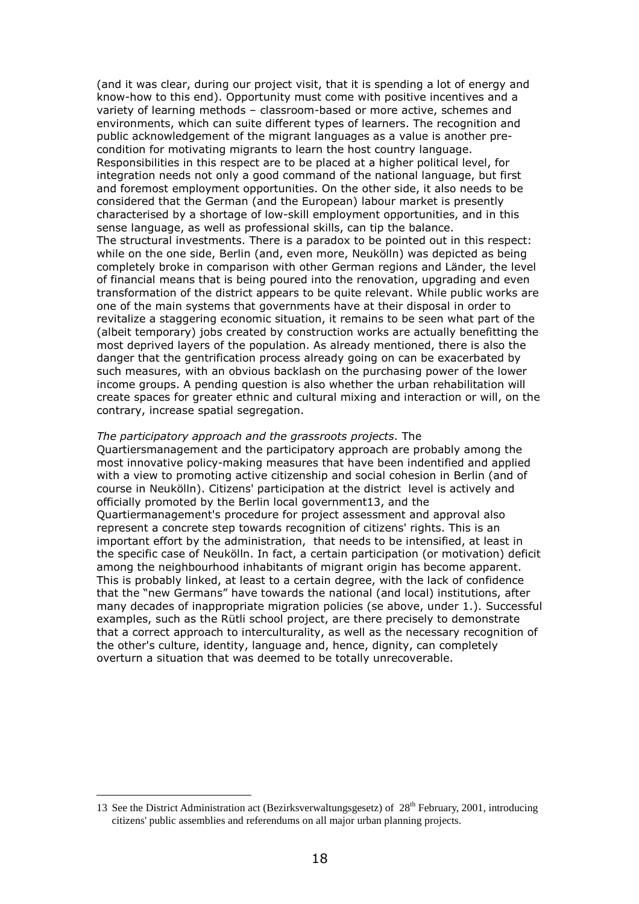(and it was clear, during our project visit, that it is spending a lot of energy and know-how to this end). Opportunity must come with positive incentives and a variety of learning methods – classroom-based or more active, schemes and environments, which can suite different types of learners. The recognition and public acknowledgement of the migrant languages as a value is another pre-condition for motivating migrants to learn the host country language. Responsibilities in this respect are to be placed at a higher political level, for integration needs not only a good command of the national language, but first and foremost employment opportunities. On the other side, it also needs to be considered that the German (and the European) labour market is presently characterised by a shortage of low-skill employment opportunities, and in this sense language, as well as professional skills, can tip the balance.

The structural investments. There is a paradox to be pointed out in this respect: while on the one side, Berlin (and, even more, Neukölln) was depicted as being completely broke in comparison with other German regions and Länder, the level of financial means that is being poured into the renovation, upgrading and even transformation of the district appears to be quite relevant. While public works are one of the main systems that governments have at their disposal in order to revitalize a staggering economic situation, it remains to be seen what part of the (albeit temporary) jobs created by construction works are actually benefitting the most deprived layers of the population. As already mentioned, there is also the danger that the gentrification process already going on can be exacerbated by such measures, with an obvious backlash on the purchasing power of the lower income groups. A pending question is also whether the urban rehabilitation will create spaces for greater ethnic and cultural mixing and interaction or will, on the contrary, increase spatial segregation.

*The participatory approach and the grassroots projects*. The Quartiersmanagement and the participatory approach are probably among the most innovative policy-making measures that have been indentified and applied with a view to promoting active citizenship and social cohesion in Berlin (and of course in Neukölln). Citizens' participation at the district level is actively and officially promoted by the Berlin local government[13], and the Quartiermanagement's procedure for project assessment and approval also represent a concrete step towards recognition of citizens' rights. This is an important effort by the administration, that needs to be intensified, at least in the specific case of Neukölln. In fact, a certain participation (or motivation) deficit among the neighbourhood inhabitants of migrant origin has become apparent. This is probably linked, at least to a certain degree, with the lack of confidence that the "new Germans" have towards the national (and local) institutions, after many decades of inappropriate migration policies (se above, under 1.). Successful examples, such as the Rütli school project, are there precisely to demonstrate that a correct approach to interculturality, as well as the necessary recognition of the other's culture, identity, language and, hence, dignity, can completely overturn a situation that was deemed to be totally unrecoverable.

---

[13] See the District Administration act (Bezirksverwaltungsgesetz) of 28th February, 2001, introducing citizens' public assemblies and referendums on all major urban planning projects.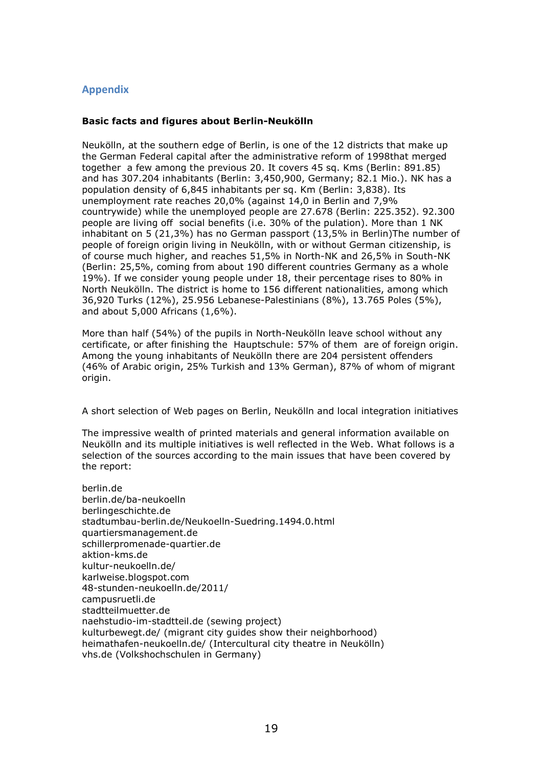## Appendix

**Basic facts and figures about Berlin-Neukölln**

Neukölln, at the southern edge of Berlin, is one of the 12 districts that make up the German Federal capital after the administrative reform of 1998that merged together  a few among the previous 20. It covers 45 sq. Kms (Berlin: 891.85) and has 307.204 inhabitants (Berlin: 3,450,900, Germany; 82.1 Mio.). NK has a population density of 6,845 inhabitants per sq. Km (Berlin: 3,838). Its unemployment rate reaches 20,0% (against 14,0 in Berlin and 7,9% countrywide) while the unemployed people are 27.678 (Berlin: 225.352). 92.300 people are living off  social benefits (i.e. 30% of the pulation). More than 1 NK inhabitant on 5 (21,3%) has no German passport (13,5% in Berlin)The number of people of foreign origin living in Neukölln, with or without German citizenship, is of course much higher, and reaches 51,5% in North-NK and 26,5% in South-NK (Berlin: 25,5%, coming from about 190 different countries Germany as a whole 19%). If we consider young people under 18, their percentage rises to 80% in North Neukölln. The district is home to 156 different nationalities, among which 36,920 Turks (12%), 25.956 Lebanese-Palestinians (8%), 13.765 Poles (5%), and about 5,000 Africans (1,6%).

More than half (54%) of the pupils in North-Neukölln leave school without any certificate, or after finishing the  Hauptschule: 57% of them  are of foreign origin. Among the young inhabitants of Neukölln there are 204 persistent offenders (46% of Arabic origin, 25% Turkish and 13% German), 87% of whom of migrant origin.

A short selection of Web pages on Berlin, Neukölln and local integration initiatives

The impressive wealth of printed materials and general information available on Neukölln and its multiple initiatives is well reflected in the Web. What follows is a selection of the sources according to the main issues that have been covered by the report:

berlin.de  
berlin.de/ba-neukoelln  
berlingeschichte.de  
stadtumbau-berlin.de/Neukoelln-Suedring.1494.0.html  
quartiersmanagement.de  
schillerpromenade-quartier.de  
aktion-kms.de  
kultur-neukoelln.de/  
karlweise.blogspot.com  
48-stunden-neukoelln.de/2011/  
campusruetli.de  
stadtteilmuetter.de  
naehstudio-im-stadtteil.de (sewing project)  
kulturbewegt.de/ (migrant city guides show their neighborhood)  
heimathafen-neukoelln.de/ (Intercultural city theatre in Neukölln)  
vhs.de (Volkshochschulen in Germany)